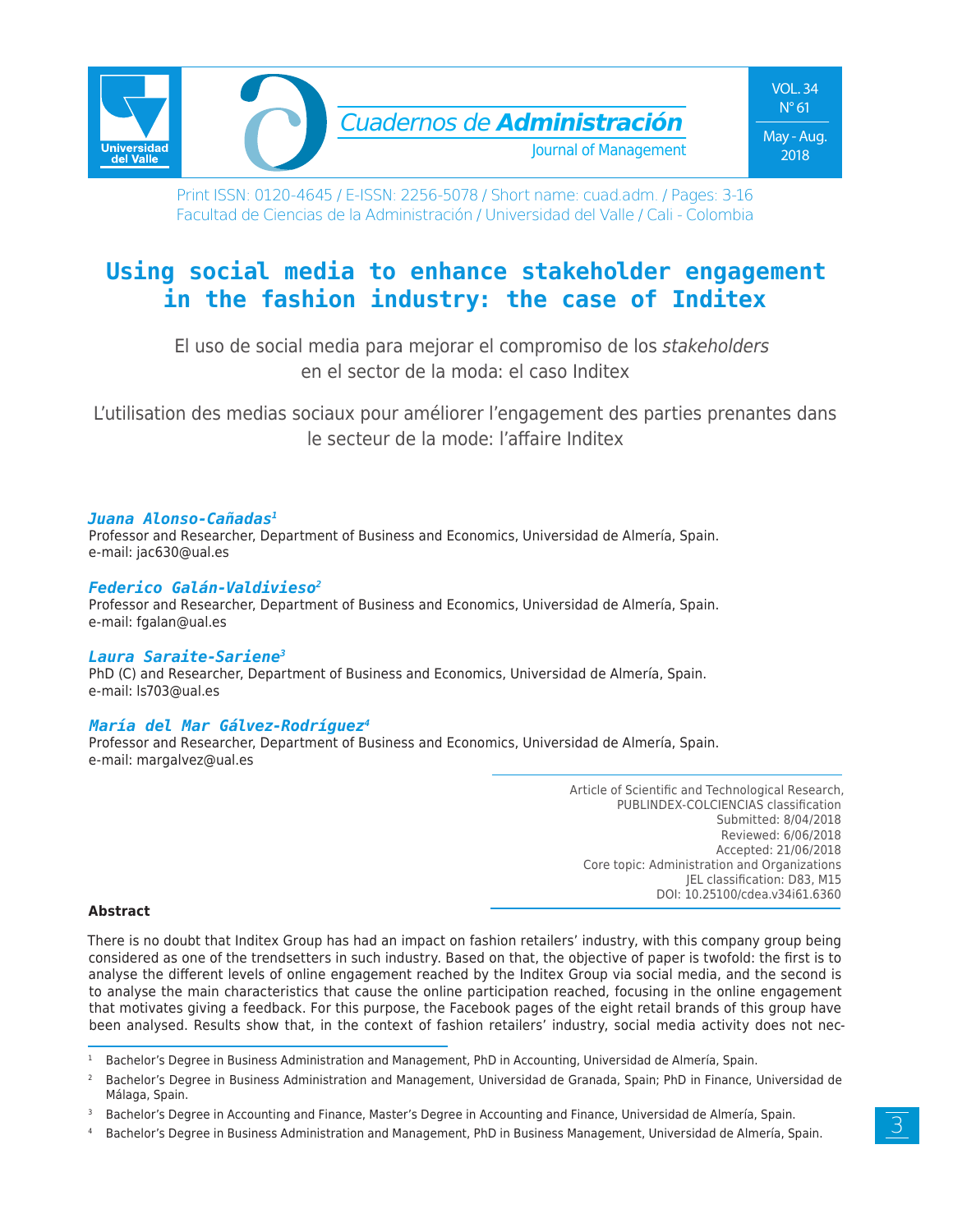Print ISSN: 0120-4645 / E-ISSN: 2256-5078 / Short name: cuad.adm. / Pages: 3-16
Facultad de Ciencias de la Administración / Universidad del Valle / Cali - Colombia

# Using social media to enhance stakeholder engagement in the fashion industry: the case of Inditex

El uso de social media para mejorar el compromiso de los *stakeholders* en el sector de la moda: el caso Inditex

L'utilisation des medias sociaux pour améliorer l'engagement des parties prenantes dans le secteur de la mode: l'affaire Inditex

***Juana Alonso-Cañadas*[1]**
Professor and Researcher, Department of Business and Economics, Universidad de Almería, Spain.
e-mail: jac630@ual.es

***Federico Galán-Valdivieso*[2]**
Professor and Researcher, Department of Business and Economics, Universidad de Almería, Spain.
e-mail: fgalan@ual.es

***Laura Saraite-Sariene*[3]**
PhD (C) and Researcher, Department of Business and Economics, Universidad de Almería, Spain.
e-mail: ls703@ual.es

***María del Mar Gálvez-Rodríguez*[4]**
Professor and Researcher, Department of Business and Economics, Universidad de Almería, Spain.
e-mail: margalvez@ual.es

Article of Scientific and Technological Research,
PUBLINDEX-COLCIENCIAS classification
Submitted: 8/04/2018
Reviewed: 6/06/2018
Accepted: 21/06/2018
Core topic: Administration and Organizations
JEL classification: D83, M15
DOI: 10.25100/cdea.v34i61.6360

**Abstract**

There is no doubt that Inditex Group has had an impact on fashion retailers' industry, with this company group being considered as one of the trendsetters in such industry. Based on that, the objective of paper is twofold: the first is to analyse the different levels of online engagement reached by the Inditex Group via social media, and the second is to analyse the main characteristics that cause the online participation reached, focusing in the online engagement that motivates giving a feedback. For this purpose, the Facebook pages of the eight retail brands of this group have been analysed. Results show that, in the context of fashion retailers' industry, social media activity does not nec-

---

[1] Bachelor's Degree in Business Administration and Management, PhD in Accounting, Universidad de Almería, Spain.

[2] Bachelor's Degree in Business Administration and Management, Universidad de Granada, Spain; PhD in Finance, Universidad de Málaga, Spain.

[3] Bachelor's Degree in Accounting and Finance, Master's Degree in Accounting and Finance, Universidad de Almería, Spain.

[4] Bachelor's Degree in Business Administration and Management, PhD in Business Management, Universidad de Almería, Spain.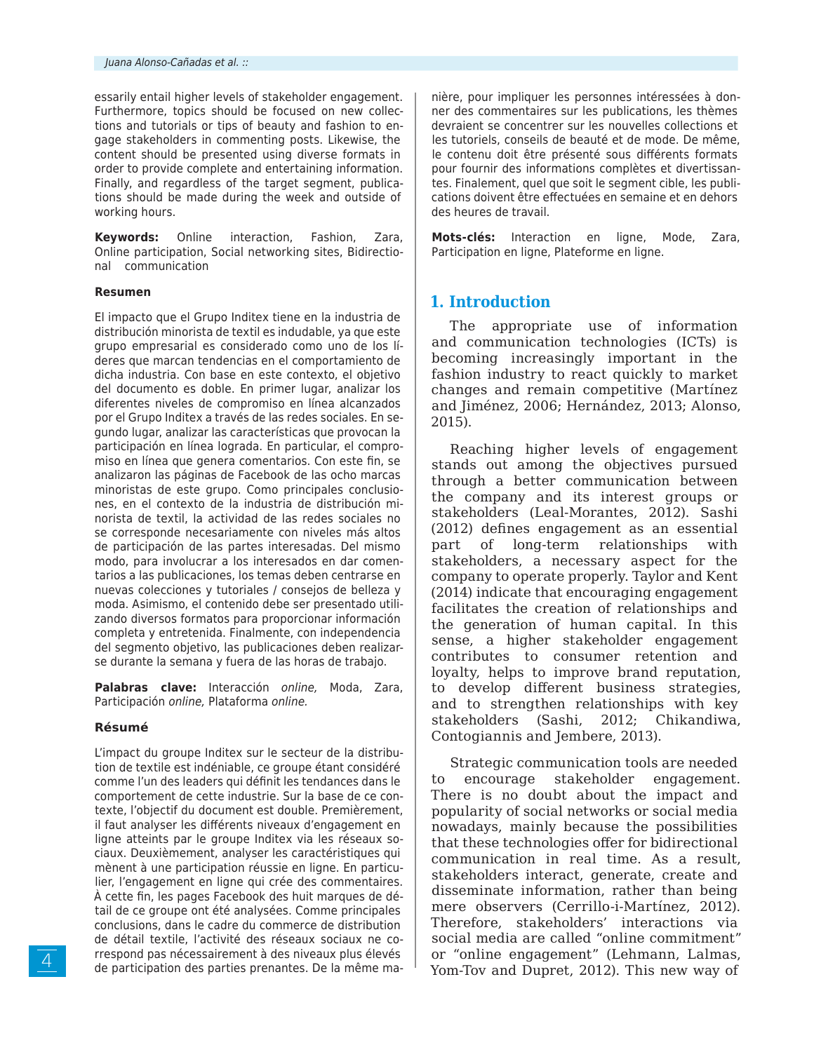essarily entail higher levels of stakeholder engagement. Furthermore, topics should be focused on new collections and tutorials or tips of beauty and fashion to engage stakeholders in commenting posts. Likewise, the content should be presented using diverse formats in order to provide complete and entertaining information. Finally, and regardless of the target segment, publications should be made during the week and outside of working hours.

**Keywords:** Online interaction, Fashion, Zara, Online participation, Social networking sites, Bidirectional communication

**Resumen**

El impacto que el Grupo Inditex tiene en la industria de distribución minorista de textil es indudable, ya que este grupo empresarial es considerado como uno de los líderes que marcan tendencias en el comportamiento de dicha industria. Con base en este contexto, el objetivo del documento es doble. En primer lugar, analizar los diferentes niveles de compromiso en línea alcanzados por el Grupo Inditex a través de las redes sociales. En segundo lugar, analizar las características que provocan la participación en línea lograda. En particular, el compromiso en línea que genera comentarios. Con este fin, se analizaron las páginas de Facebook de las ocho marcas minoristas de este grupo. Como principales conclusiones, en el contexto de la industria de distribución minorista de textil, la actividad de las redes sociales no se corresponde necesariamente con niveles más altos de participación de las partes interesadas. Del mismo modo, para involucrar a los interesados en dar comentarios a las publicaciones, los temas deben centrarse en nuevas colecciones y tutoriales / consejos de belleza y moda. Asimismo, el contenido debe ser presentado utilizando diversos formatos para proporcionar información completa y entretenida. Finalmente, con independencia del segmento objetivo, las publicaciones deben realizarse durante la semana y fuera de las horas de trabajo.

**Palabras clave:** Interacción *online*, Moda, Zara, Participación *online*, Plataforma *online*.

**Résumé**

L'impact du groupe Inditex sur le secteur de la distribution de textile est indéniable, ce groupe étant considéré comme l'un des leaders qui définit les tendances dans le comportement de cette industrie. Sur la base de ce contexte, l'objectif du document est double. Premièrement, il faut analyser les différents niveaux d'engagement en ligne atteints par le groupe Inditex via les réseaux sociaux. Deuxièmement, analyser les caractéristiques qui mènent à une participation réussie en ligne. En particulier, l'engagement en ligne qui crée des commentaires. À cette fin, les pages Facebook des huit marques de détail de ce groupe ont été analysées. Comme principales conclusions, dans le cadre du commerce de distribution de détail textile, l'activité des réseaux sociaux ne correspond pas nécessairement à des niveaux plus élevés de participation des parties prenantes. De la même manière, pour impliquer les personnes intéressées à donner des commentaires sur les publications, les thèmes devraient se concentrer sur les nouvelles collections et les tutoriels, conseils de beauté et de mode. De même, le contenu doit être présenté sous différents formats pour fournir des informations complètes et divertissantes. Finalement, quel que soit le segment cible, les publications doivent être effectuées en semaine et en dehors des heures de travail.

**Mots-clés:** Interaction en ligne, Mode, Zara, Participation en ligne, Plateforme en ligne.

## 1. Introduction

The appropriate use of information and communication technologies (ICTs) is becoming increasingly important in the fashion industry to react quickly to market changes and remain competitive (Martínez and Jiménez, 2006; Hernández, 2013; Alonso, 2015).

Reaching higher levels of engagement stands out among the objectives pursued through a better communication between the company and its interest groups or stakeholders (Leal-Morantes, 2012). Sashi (2012) defines engagement as an essential part of long-term relationships with stakeholders, a necessary aspect for the company to operate properly. Taylor and Kent (2014) indicate that encouraging engagement facilitates the creation of relationships and the generation of human capital. In this sense, a higher stakeholder engagement contributes to consumer retention and loyalty, helps to improve brand reputation, to develop different business strategies, and to strengthen relationships with key stakeholders (Sashi, 2012; Chikandiwa, Contogiannis and Jembere, 2013).

Strategic communication tools are needed to encourage stakeholder engagement. There is no doubt about the impact and popularity of social networks or social media nowadays, mainly because the possibilities that these technologies offer for bidirectional communication in real time. As a result, stakeholders interact, generate, create and disseminate information, rather than being mere observers (Cerrillo-i-Martínez, 2012). Therefore, stakeholders' interactions via social media are called "online commitment" or "online engagement" (Lehmann, Lalmas, Yom-Tov and Dupret, 2012). This new way of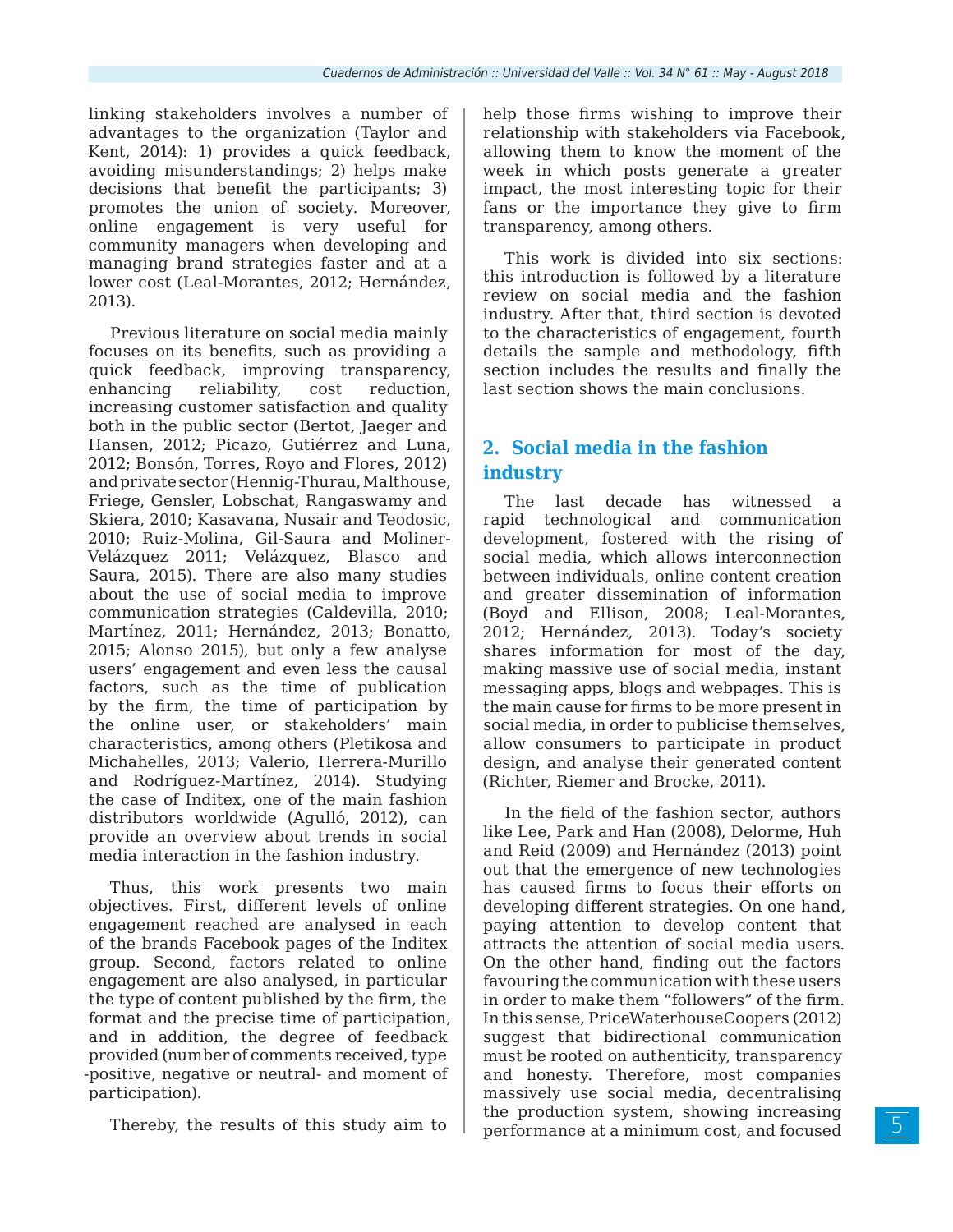linking stakeholders involves a number of advantages to the organization (Taylor and Kent, 2014): 1) provides a quick feedback, avoiding misunderstandings; 2) helps make decisions that benefit the participants; 3) promotes the union of society. Moreover, online engagement is very useful for community managers when developing and managing brand strategies faster and at a lower cost (Leal-Morantes, 2012; Hernández, 2013).

Previous literature on social media mainly focuses on its benefits, such as providing a quick feedback, improving transparency, enhancing reliability, cost reduction, increasing customer satisfaction and quality both in the public sector (Bertot, Jaeger and Hansen, 2012; Picazo, Gutiérrez and Luna, 2012; Bonsón, Torres, Royo and Flores, 2012) and private sector (Hennig-Thurau, Malthouse, Friege, Gensler, Lobschat, Rangaswamy and Skiera, 2010; Kasavana, Nusair and Teodosic, 2010; Ruiz-Molina, Gil-Saura and Moliner-Velázquez 2011; Velázquez, Blasco and Saura, 2015). There are also many studies about the use of social media to improve communication strategies (Caldevilla, 2010; Martínez, 2011; Hernández, 2013; Bonatto, 2015; Alonso 2015), but only a few analyse users' engagement and even less the causal factors, such as the time of publication by the firm, the time of participation by the online user, or stakeholders' main characteristics, among others (Pletikosa and Michahelles, 2013; Valerio, Herrera-Murillo and Rodríguez-Martínez, 2014). Studying the case of Inditex, one of the main fashion distributors worldwide (Agulló, 2012), can provide an overview about trends in social media interaction in the fashion industry.

Thus, this work presents two main objectives. First, different levels of online engagement reached are analysed in each of the brands Facebook pages of the Inditex group. Second, factors related to online engagement are also analysed, in particular the type of content published by the firm, the format and the precise time of participation, and in addition, the degree of feedback provided (number of comments received, type -positive, negative or neutral- and moment of participation).

Thereby, the results of this study aim to help those firms wishing to improve their relationship with stakeholders via Facebook, allowing them to know the moment of the week in which posts generate a greater impact, the most interesting topic for their fans or the importance they give to firm transparency, among others.

This work is divided into six sections: this introduction is followed by a literature review on social media and the fashion industry. After that, third section is devoted to the characteristics of engagement, fourth details the sample and methodology, fifth section includes the results and finally the last section shows the main conclusions.

## 2. Social media in the fashion industry

The last decade has witnessed a rapid technological and communication development, fostered with the rising of social media, which allows interconnection between individuals, online content creation and greater dissemination of information (Boyd and Ellison, 2008; Leal-Morantes, 2012; Hernández, 2013). Today's society shares information for most of the day, making massive use of social media, instant messaging apps, blogs and webpages. This is the main cause for firms to be more present in social media, in order to publicise themselves, allow consumers to participate in product design, and analyse their generated content (Richter, Riemer and Brocke, 2011).

In the field of the fashion sector, authors like Lee, Park and Han (2008), Delorme, Huh and Reid (2009) and Hernández (2013) point out that the emergence of new technologies has caused firms to focus their efforts on developing different strategies. On one hand, paying attention to develop content that attracts the attention of social media users. On the other hand, finding out the factors favouring the communication with these users in order to make them "followers" of the firm. In this sense, PriceWaterhouseCoopers (2012) suggest that bidirectional communication must be rooted on authenticity, transparency and honesty. Therefore, most companies massively use social media, decentralising the production system, showing increasing performance at a minimum cost, and focused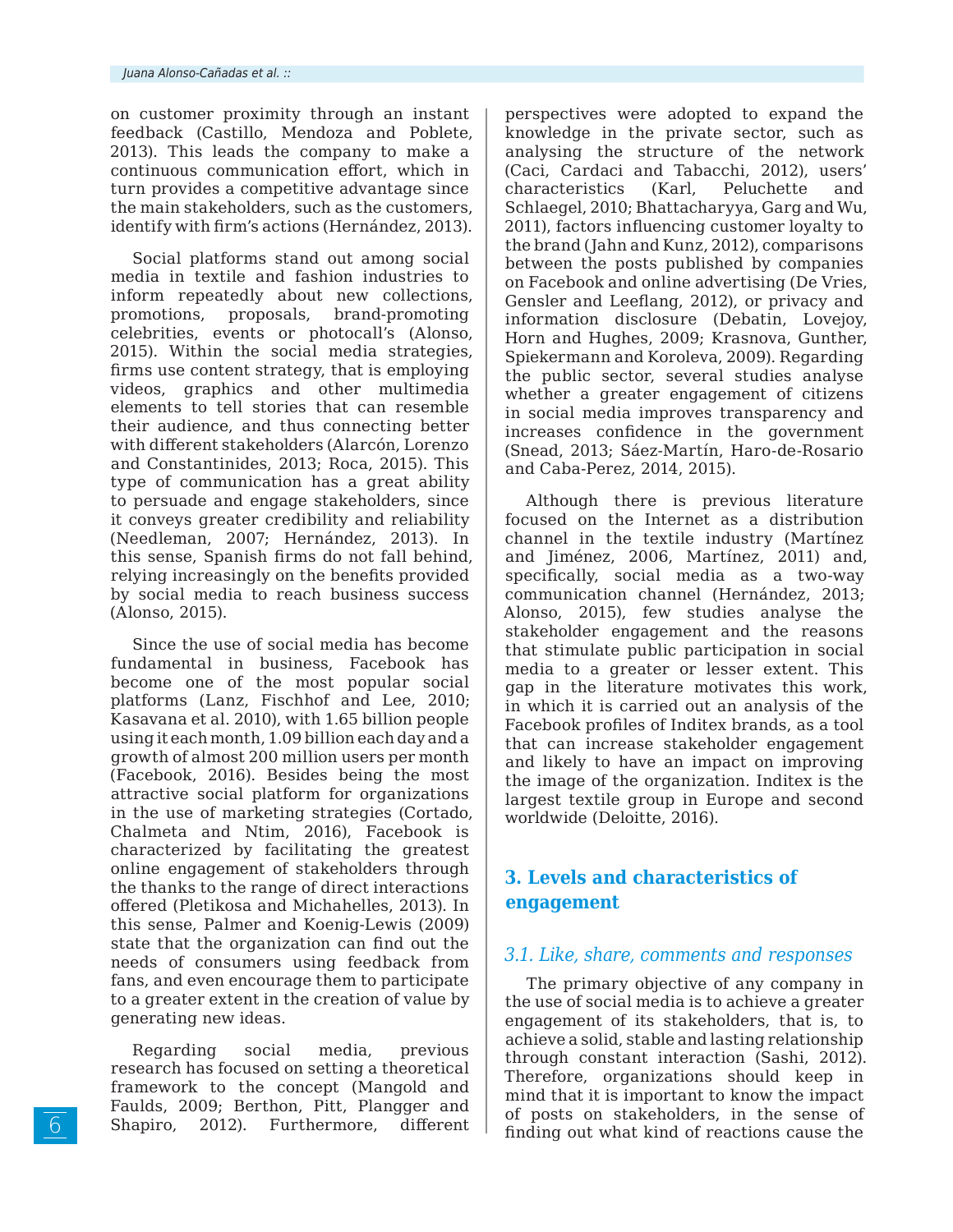on customer proximity through an instant feedback (Castillo, Mendoza and Poblete, 2013). This leads the company to make a continuous communication effort, which in turn provides a competitive advantage since the main stakeholders, such as the customers, identify with firm's actions (Hernández, 2013).

Social platforms stand out among social media in textile and fashion industries to inform repeatedly about new collections, promotions, proposals, brand-promoting celebrities, events or photocall's (Alonso, 2015). Within the social media strategies, firms use content strategy, that is employing videos, graphics and other multimedia elements to tell stories that can resemble their audience, and thus connecting better with different stakeholders (Alarcón, Lorenzo and Constantinides, 2013; Roca, 2015). This type of communication has a great ability to persuade and engage stakeholders, since it conveys greater credibility and reliability (Needleman, 2007; Hernández, 2013). In this sense, Spanish firms do not fall behind, relying increasingly on the benefits provided by social media to reach business success (Alonso, 2015).

Since the use of social media has become fundamental in business, Facebook has become one of the most popular social platforms (Lanz, Fischhof and Lee, 2010; Kasavana et al. 2010), with 1.65 billion people using it each month, 1.09 billion each day and a growth of almost 200 million users per month (Facebook, 2016). Besides being the most attractive social platform for organizations in the use of marketing strategies (Cortado, Chalmeta and Ntim, 2016), Facebook is characterized by facilitating the greatest online engagement of stakeholders through the thanks to the range of direct interactions offered (Pletikosa and Michahelles, 2013). In this sense, Palmer and Koenig-Lewis (2009) state that the organization can find out the needs of consumers using feedback from fans, and even encourage them to participate to a greater extent in the creation of value by generating new ideas.

Regarding social media, previous research has focused on setting a theoretical framework to the concept (Mangold and Faulds, 2009; Berthon, Pitt, Plangger and Shapiro, 2012). Furthermore, different perspectives were adopted to expand the knowledge in the private sector, such as analysing the structure of the network (Caci, Cardaci and Tabacchi, 2012), users' characteristics (Karl, Peluchette and Schlaegel, 2010; Bhattacharyya, Garg and Wu, 2011), factors influencing customer loyalty to the brand (Jahn and Kunz, 2012), comparisons between the posts published by companies on Facebook and online advertising (De Vries, Gensler and Leeflang, 2012), or privacy and information disclosure (Debatin, Lovejoy, Horn and Hughes, 2009; Krasnova, Gunther, Spiekermann and Koroleva, 2009). Regarding the public sector, several studies analyse whether a greater engagement of citizens in social media improves transparency and increases confidence in the government (Snead, 2013; Sáez-Martín, Haro-de-Rosario and Caba-Perez, 2014, 2015).

Although there is previous literature focused on the Internet as a distribution channel in the textile industry (Martínez and Jiménez, 2006, Martínez, 2011) and, specifically, social media as a two-way communication channel (Hernández, 2013; Alonso, 2015), few studies analyse the stakeholder engagement and the reasons that stimulate public participation in social media to a greater or lesser extent. This gap in the literature motivates this work, in which it is carried out an analysis of the Facebook profiles of Inditex brands, as a tool that can increase stakeholder engagement and likely to have an impact on improving the image of the organization. Inditex is the largest textile group in Europe and second worldwide (Deloitte, 2016).

## 3. Levels and characteristics of engagement

### *3.1. Like, share, comments and responses*

The primary objective of any company in the use of social media is to achieve a greater engagement of its stakeholders, that is, to achieve a solid, stable and lasting relationship through constant interaction (Sashi, 2012). Therefore, organizations should keep in mind that it is important to know the impact of posts on stakeholders, in the sense of finding out what kind of reactions cause the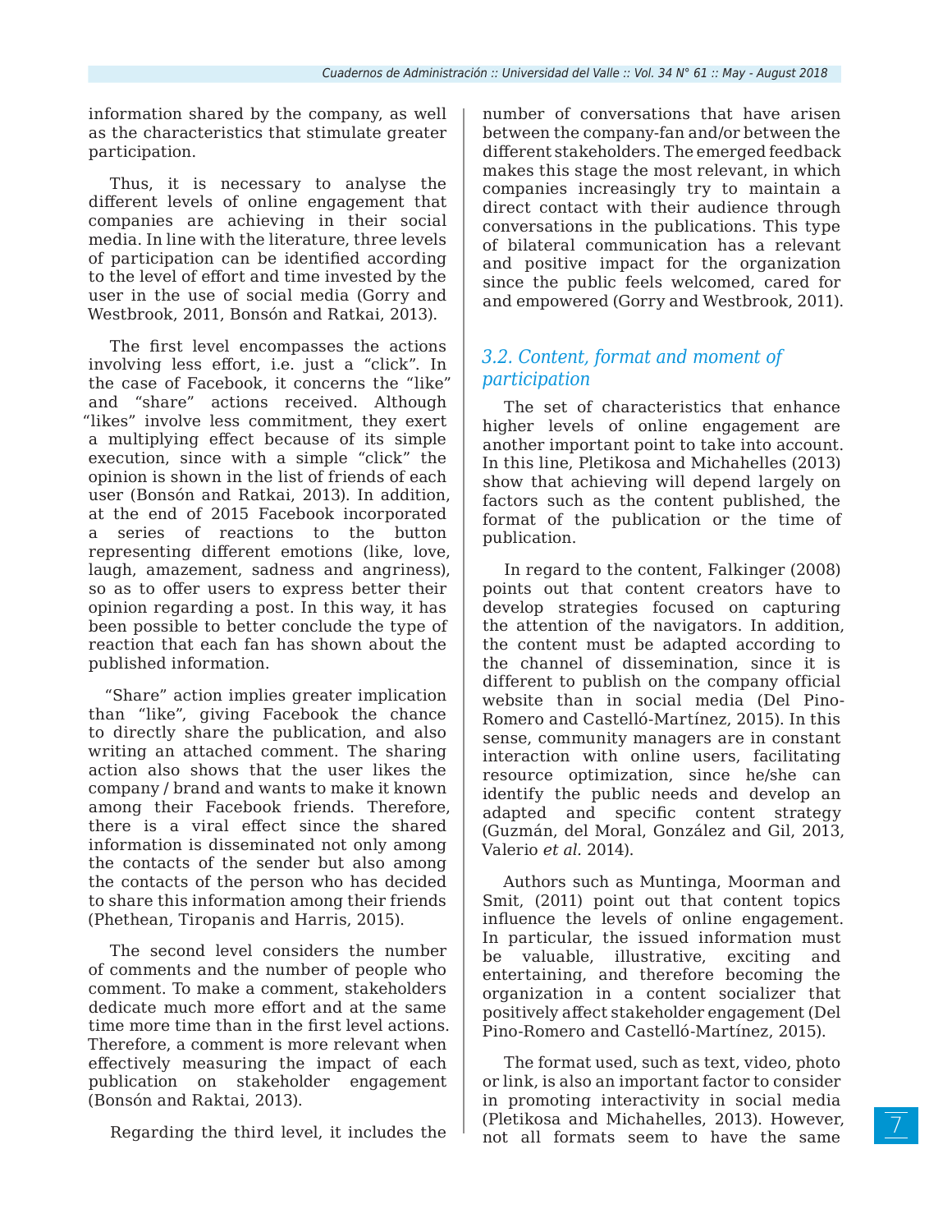information shared by the company, as well as the characteristics that stimulate greater participation.

Thus, it is necessary to analyse the different levels of online engagement that companies are achieving in their social media. In line with the literature, three levels of participation can be identified according to the level of effort and time invested by the user in the use of social media (Gorry and Westbrook, 2011, Bonsón and Ratkai, 2013).

The first level encompasses the actions involving less effort, i.e. just a "click". In the case of Facebook, it concerns the "like" and "share" actions received. Although "likes" involve less commitment, they exert a multiplying effect because of its simple execution, since with a simple "click" the opinion is shown in the list of friends of each user (Bonsón and Ratkai, 2013). In addition, at the end of 2015 Facebook incorporated a series of reactions to the button representing different emotions (like, love, laugh, amazement, sadness and angriness), so as to offer users to express better their opinion regarding a post. In this way, it has been possible to better conclude the type of reaction that each fan has shown about the published information.

"Share" action implies greater implication than "like", giving Facebook the chance to directly share the publication, and also writing an attached comment. The sharing action also shows that the user likes the company / brand and wants to make it known among their Facebook friends. Therefore, there is a viral effect since the shared information is disseminated not only among the contacts of the sender but also among the contacts of the person who has decided to share this information among their friends (Phethean, Tiropanis and Harris, 2015).

The second level considers the number of comments and the number of people who comment. To make a comment, stakeholders dedicate much more effort and at the same time more time than in the first level actions. Therefore, a comment is more relevant when effectively measuring the impact of each publication on stakeholder engagement (Bonsón and Raktai, 2013).

Regarding the third level, it includes the number of conversations that have arisen between the company-fan and/or between the different stakeholders. The emerged feedback makes this stage the most relevant, in which companies increasingly try to maintain a direct contact with their audience through conversations in the publications. This type of bilateral communication has a relevant and positive impact for the organization since the public feels welcomed, cared for and empowered (Gorry and Westbrook, 2011).

### *3.2. Content, format and moment of participation*

The set of characteristics that enhance higher levels of online engagement are another important point to take into account. In this line, Pletikosa and Michahelles (2013) show that achieving will depend largely on factors such as the content published, the format of the publication or the time of publication.

In regard to the content, Falkinger (2008) points out that content creators have to develop strategies focused on capturing the attention of the navigators. In addition, the content must be adapted according to the channel of dissemination, since it is different to publish on the company official website than in social media (Del Pino-Romero and Castelló-Martínez, 2015). In this sense, community managers are in constant interaction with online users, facilitating resource optimization, since he/she can identify the public needs and develop an adapted and specific content strategy (Guzmán, del Moral, González and Gil, 2013, Valerio *et al*. 2014).

Authors such as Muntinga, Moorman and Smit, (2011) point out that content topics influence the levels of online engagement. In particular, the issued information must be valuable, illustrative, exciting and entertaining, and therefore becoming the organization in a content socializer that positively affect stakeholder engagement (Del Pino-Romero and Castelló-Martínez, 2015).

The format used, such as text, video, photo or link, is also an important factor to consider in promoting interactivity in social media (Pletikosa and Michahelles, 2013). However, not all formats seem to have the same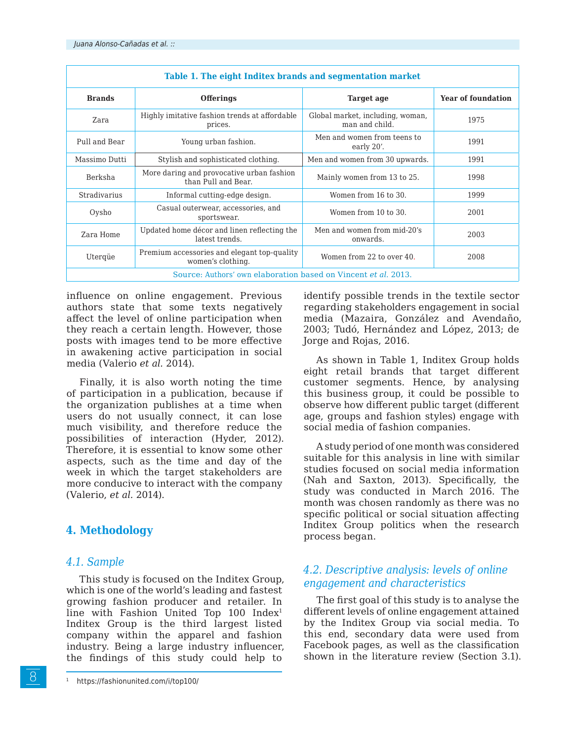**Table 1. The eight Inditex brands and segmentation market**

| Brands | Offerings | Target age | Year of foundation |
|---|---|---|---|
| Zara | Highly imitative fashion trends at affordable prices. | Global market, including, woman, man and child. | 1975 |
| Pull and Bear | Young urban fashion. | Men and women from teens to early 20'. | 1991 |
| Massimo Dutti | Stylish and sophisticated clothing. | Men and women from 30 upwards. | 1991 |
| Berksha | More daring and provocative urban fashion than Pull and Bear. | Mainly women from 13 to 25. | 1998 |
| Stradivarius | Informal cutting-edge design. | Women from 16 to 30. | 1999 |
| Oysho | Casual outerwear, accessories, and sportswear. | Women from 10 to 30. | 2001 |
| Zara Home | Updated home décor and linen reflecting the latest trends. | Men and women from mid-20's onwards. | 2003 |
| Uterqüe | Premium accessories and elegant top-quality women's clothing. | Women from 22 to over 40. | 2008 |

Source: Authors' own elaboration based on Vincent *et al.* 2013.

influence on online engagement. Previous authors state that some texts negatively affect the level of online participation when they reach a certain length. However, those posts with images tend to be more effective in awakening active participation in social media (Valerio *et al.* 2014).

Finally, it is also worth noting the time of participation in a publication, because if the organization publishes at a time when users do not usually connect, it can lose much visibility, and therefore reduce the possibilities of interaction (Hyder, 2012). Therefore, it is essential to know some other aspects, such as the time and day of the week in which the target stakeholders are more conducive to interact with the company (Valerio, *et al.* 2014).

## 4. Methodology

### 4.1. Sample

This study is focused on the Inditex Group, which is one of the world's leading and fastest growing fashion producer and retailer. In line with Fashion United Top 100 Index[1] Inditex Group is the third largest listed company within the apparel and fashion industry. Being a large industry influencer, the findings of this study could help to identify possible trends in the textile sector regarding stakeholders engagement in social media (Mazaira, González and Avendaño, 2003; Tudó, Hernández and López, 2013; de Jorge and Rojas, 2016.

As shown in Table 1, Inditex Group holds eight retail brands that target different customer segments. Hence, by analysing this business group, it could be possible to observe how different public target (different age, groups and fashion styles) engage with social media of fashion companies.

A study period of one month was considered suitable for this analysis in line with similar studies focused on social media information (Nah and Saxton, 2013). Specifically, the study was conducted in March 2016. The month was chosen randomly as there was no specific political or social situation affecting Inditex Group politics when the research process began.

### 4.2. Descriptive analysis: levels of online engagement and characteristics

The first goal of this study is to analyse the different levels of online engagement attained by the Inditex Group via social media. To this end, secondary data were used from Facebook pages, as well as the classification shown in the literature review (Section 3.1).

[1] https://fashionunited.com/i/top100/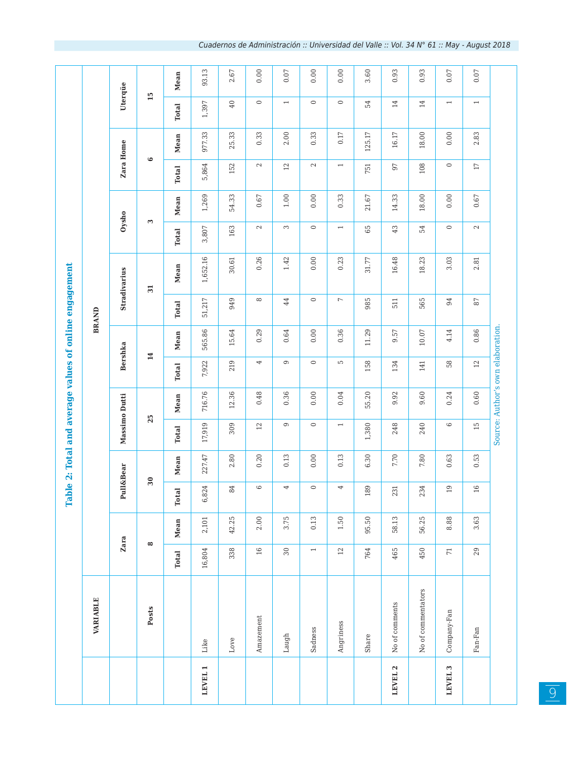## Table 2: Total and average values of online engagement

| | VARIABLE | BRAND | | | | | | | | | | | | | | | |
|---|---|---|---|---|---|---|---|---|---|---|---|---|---|---|---|---|---|
| | | Zara | | Pull&Bear | | Massimo Dutti | | Bershka | | Stradivarius | | Oysho | | Zara Home | | Uterqüe | |
| | Posts | 8 | | 30 | | 25 | | 14 | | 31 | | 3 | | 6 | | 15 | |
| | | Total | Mean | Total | Mean | Total | Mean | Total | Mean | Total | Mean | Total | Mean | Total | Mean | Total | Mean |
| LEVEL 1 | Like | 16,804 | 2,101 | 6,824 | 227.47 | 17,919 | 716.76 | 7,922 | 565.86 | 51,217 | 1,652.16 | 3,807 | 1,269 | 5,864 | 977.33 | 1,397 | 93.13 |
| | Love | 338 | 42.25 | 84 | 2.80 | 309 | 12.36 | 219 | 15.64 | 949 | 30.61 | 163 | 54.33 | 152 | 25.33 | 40 | 2.67 |
| | Amazement | 16 | 2.00 | 6 | 0.20 | 12 | 0.48 | 4 | 0.29 | 8 | 0.26 | 2 | 0.67 | 2 | 0.33 | 0 | 0.00 |
| | Laugh | 30 | 3.75 | 4 | 0.13 | 9 | 0.36 | 9 | 0.64 | 44 | 1.42 | 3 | 1.00 | 12 | 2.00 | 1 | 0.07 |
| | Sadness | 1 | 0.13 | 0 | 0.00 | 0 | 0.00 | 0 | 0.00 | 0 | 0.00 | 0 | 0.00 | 2 | 0.33 | 0 | 0.00 |
| | Angriness | 12 | 1.50 | 4 | 0.13 | 1 | 0.04 | 5 | 0.36 | 7 | 0.23 | 1 | 0.33 | 1 | 0.17 | 0 | 0.00 |
| | Share | 764 | 95.50 | 189 | 6.30 | 1,380 | 55.20 | 158 | 11.29 | 985 | 31.77 | 65 | 21.67 | 751 | 125.17 | 54 | 3.60 |
| LEVEL 2 | No of comments | 465 | 58.13 | 231 | 7.70 | 248 | 9.92 | 134 | 9.57 | 511 | 16.48 | 43 | 14.33 | 97 | 16.17 | 14 | 0.93 |
| | No of commentators | 450 | 56.25 | 234 | 7.80 | 240 | 9.60 | 141 | 10.07 | 565 | 18.23 | 54 | 18.00 | 108 | 18.00 | 14 | 0.93 |
| LEVEL 3 | Company-Fan | 71 | 8.88 | 19 | 0.63 | 6 | 0.24 | 58 | 4.14 | 94 | 3.03 | 0 | 0.00 | 0 | 0.00 | 1 | 0.07 |
| | Fan-Fan | 29 | 3.63 | 16 | 0.53 | 15 | 0.60 | 12 | 0.86 | 87 | 2.81 | 2 | 0.67 | 17 | 2.83 | 1 | 0.07 |

Source: Author's own elaboration.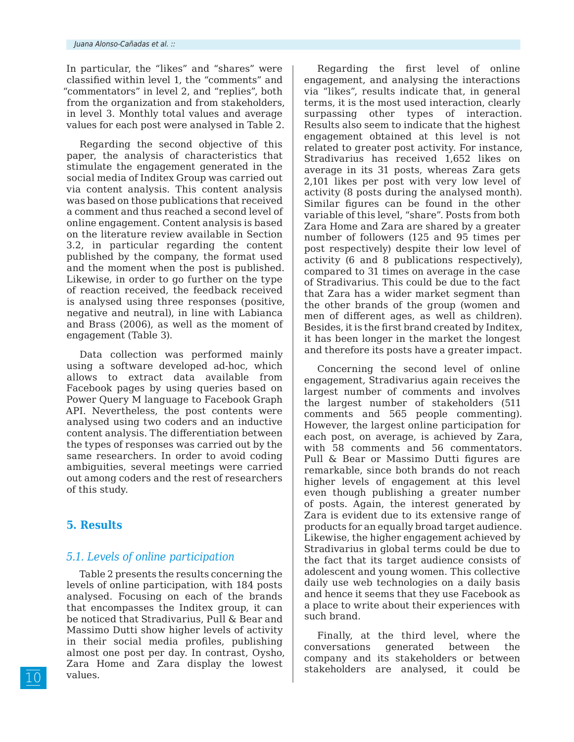In particular, the “likes” and “shares” were classified within level 1, the “comments” and “commentators” in level 2, and “replies”, both from the organization and from stakeholders, in level 3. Monthly total values and average values for each post were analysed in Table 2.

Regarding the second objective of this paper, the analysis of characteristics that stimulate the engagement generated in the social media of Inditex Group was carried out via content analysis. This content analysis was based on those publications that received a comment and thus reached a second level of online engagement. Content analysis is based on the literature review available in Section 3.2, in particular regarding the content published by the company, the format used and the moment when the post is published. Likewise, in order to go further on the type of reaction received, the feedback received is analysed using three responses (positive, negative and neutral), in line with Labianca and Brass (2006), as well as the moment of engagement (Table 3).

Data collection was performed mainly using a software developed ad-hoc, which allows to extract data available from Facebook pages by using queries based on Power Query M language to Facebook Graph API. Nevertheless, the post contents were analysed using two coders and an inductive content analysis. The differentiation between the types of responses was carried out by the same researchers. In order to avoid coding ambiguities, several meetings were carried out among coders and the rest of researchers of this study.

## 5. Results

### *5.1. Levels of online participation*

Table 2 presents the results concerning the levels of online participation, with 184 posts analysed. Focusing on each of the brands that encompasses the Inditex group, it can be noticed that Stradivarius, Pull & Bear and Massimo Dutti show higher levels of activity in their social media profiles, publishing almost one post per day. In contrast, Oysho, Zara Home and Zara display the lowest values.

Regarding the first level of online engagement, and analysing the interactions via “likes”, results indicate that, in general terms, it is the most used interaction, clearly surpassing other types of interaction. Results also seem to indicate that the highest engagement obtained at this level is not related to greater post activity. For instance, Stradivarius has received 1,652 likes on average in its 31 posts, whereas Zara gets 2,101 likes per post with very low level of activity (8 posts during the analysed month). Similar figures can be found in the other variable of this level, “share”. Posts from both Zara Home and Zara are shared by a greater number of followers (125 and 95 times per post respectively) despite their low level of activity (6 and 8 publications respectively), compared to 31 times on average in the case of Stradivarius. This could be due to the fact that Zara has a wider market segment than the other brands of the group (women and men of different ages, as well as children). Besides, it is the first brand created by Inditex, it has been longer in the market the longest and therefore its posts have a greater impact.

Concerning the second level of online engagement, Stradivarius again receives the largest number of comments and involves the largest number of stakeholders (511 comments and 565 people commenting). However, the largest online participation for each post, on average, is achieved by Zara, with 58 comments and 56 commentators. Pull & Bear or Massimo Dutti figures are remarkable, since both brands do not reach higher levels of engagement at this level even though publishing a greater number of posts. Again, the interest generated by Zara is evident due to its extensive range of products for an equally broad target audience. Likewise, the higher engagement achieved by Stradivarius in global terms could be due to the fact that its target audience consists of adolescent and young women. This collective daily use web technologies on a daily basis and hence it seems that they use Facebook as a place to write about their experiences with such brand.

Finally, at the third level, where the conversations generated between the company and its stakeholders or between stakeholders are analysed, it could be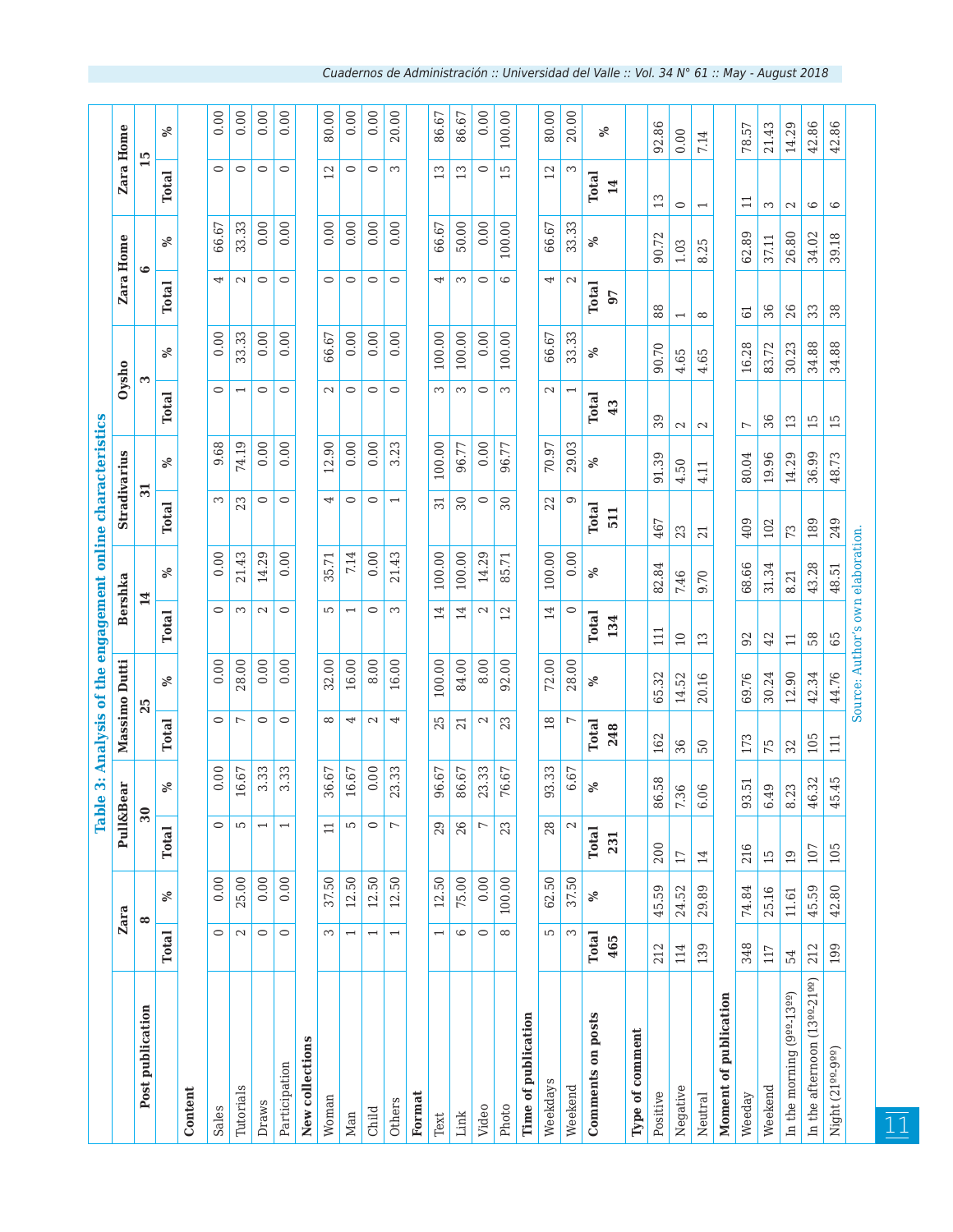**Table 3: Analysis of the engagement online characteristics**

| Post publication | Zara | | Pull&Bear | | Massimo Dutti | | Bershka | | Stradivarius | | Oysho | | Zara Home | | Zara Home | |
|---|---|---|---|---|---|---|---|---|---|---|---|---|---|---|---|---|
| | 8 | | 30 | | 25 | | 14 | | 31 | | 3 | | 6 | | 15 | |
| | Total | % | Total | % | Total | % | Total | % | Total | % | Total | % | Total | % | Total | % |
| **Content** | | | | | | | | | | | | | | | | |
| Sales | 0 | 0.00 | 0 | 0.00 | 0 | 0.00 | 0 | 0.00 | 3 | 9.68 | 0 | 0.00 | 4 | 66.67 | 0 | 0.00 |
| Tutorials | 2 | 25.00 | 5 | 16.67 | 7 | 28.00 | 3 | 21.43 | 23 | 74.19 | 1 | 33.33 | 2 | 33.33 | 0 | 0.00 |
| Draws | 0 | 0.00 | 1 | 3.33 | 0 | 0.00 | 2 | 14.29 | 0 | 0.00 | 0 | 0.00 | 0 | 0.00 | 0 | 0.00 |
| Participation | 0 | 0.00 | 1 | 3.33 | 0 | 0.00 | 0 | 0.00 | 0 | 0.00 | 0 | 0.00 | 0 | 0.00 | 0 | 0.00 |
| **New collections** | | | | | | | | | | | | | | | | |
| Woman | 3 | 37.50 | 11 | 36.67 | 8 | 32.00 | 5 | 35.71 | 4 | 12.90 | 2 | 66.67 | 0 | 0.00 | 12 | 80.00 |
| Man | 1 | 12.50 | 5 | 16.67 | 4 | 16.00 | 1 | 7.14 | 0 | 0.00 | 0 | 0.00 | 0 | 0.00 | 0 | 0.00 |
| Child | 1 | 12.50 | 0 | 0.00 | 2 | 8.00 | 0 | 0.00 | 0 | 0.00 | 0 | 0.00 | 0 | 0.00 | 0 | 0.00 |
| Others | 1 | 12.50 | 7 | 23.33 | 4 | 16.00 | 3 | 21.43 | 1 | 3.23 | 0 | 0.00 | 0 | 0.00 | 3 | 20.00 |
| **Format** | | | | | | | | | | | | | | | | |
| Text | 1 | 12.50 | 29 | 96.67 | 25 | 100.00 | 14 | 100.00 | 31 | 100.00 | 3 | 100.00 | 4 | 66.67 | 13 | 86.67 |
| Link | 6 | 75.00 | 26 | 86.67 | 21 | 84.00 | 14 | 100.00 | 30 | 96.77 | 3 | 100.00 | 3 | 50.00 | 13 | 86.67 |
| Video | 0 | 0.00 | 7 | 23.33 | 2 | 8.00 | 2 | 14.29 | 0 | 0.00 | 0 | 0.00 | 0 | 0.00 | 0 | 0.00 |
| Photo | 8 | 100.00 | 23 | 76.67 | 23 | 92.00 | 12 | 85.71 | 30 | 96.77 | 3 | 100.00 | 6 | 100.00 | 15 | 100.00 |
| **Time of publication** | | | | | | | | | | | | | | | | |
| Weekdays | 5 | 62.50 | 28 | 93.33 | 18 | 72.00 | 14 | 100.00 | 22 | 70.97 | 2 | 66.67 | 4 | 66.67 | 12 | 80.00 |
| Weekend | 3 | 37.50 | 2 | 6.67 | 7 | 28.00 | 0 | 0.00 | 9 | 29.03 | 1 | 33.33 | 2 | 33.33 | 3 | 20.00 |
| **Comments on posts** | Total 465 | % | Total 231 | % | Total 248 | % | Total 134 | % | Total 511 | % | Total 43 | % | Total 97 | % | Total 14 | % |
| **Type of comment** | | | | | | | | | | | | | | | | |
| Positive | 212 | 45.59 | 200 | 86.58 | 162 | 65.32 | 111 | 82.84 | 467 | 91.39 | 39 | 90.70 | 88 | 90.72 | 13 | 92.86 |
| Negative | 114 | 24.52 | 17 | 7.36 | 36 | 14.52 | 10 | 7.46 | 23 | 4.50 | 2 | 4.65 | 1 | 1.03 | 0 | 0.00 |
| Neutral | 139 | 29.89 | 14 | 6.06 | 50 | 20.16 | 13 | 9.70 | 21 | 4.11 | 2 | 4.65 | 8 | 8.25 | 1 | 7.14 |
| **Moment of publication** | | | | | | | | | | | | | | | | |
| Weeday | 348 | 74.84 | 216 | 93.51 | 173 | 69.76 | 92 | 68.66 | 409 | 80.04 | 7 | 16.28 | 61 | 62.89 | 11 | 78.57 |
| Weekend | 117 | 25.16 | 15 | 6.49 | 75 | 30.24 | 42 | 31.34 | 102 | 19.96 | 36 | 83.72 | 36 | 37.11 | 3 | 21.43 |
| In the morning (9ºº-13ºº) | 54 | 11.61 | 19 | 8.23 | 32 | 12.90 | 11 | 8.21 | 73 | 14.29 | 13 | 30.23 | 26 | 26.80 | 2 | 14.29 |
| In the afternoon (13ºº-21ºº) | 212 | 45.59 | 107 | 46.32 | 105 | 42.34 | 58 | 43.28 | 189 | 36.99 | 15 | 34.88 | 33 | 34.02 | 6 | 42.86 |
| Night (21ºº-9ºº) | 199 | 42.80 | 105 | 45.45 | 111 | 44.76 | 65 | 48.51 | 249 | 48.73 | 15 | 34.88 | 38 | 39.18 | 6 | 42.86 |

Source: Author's own elaboration.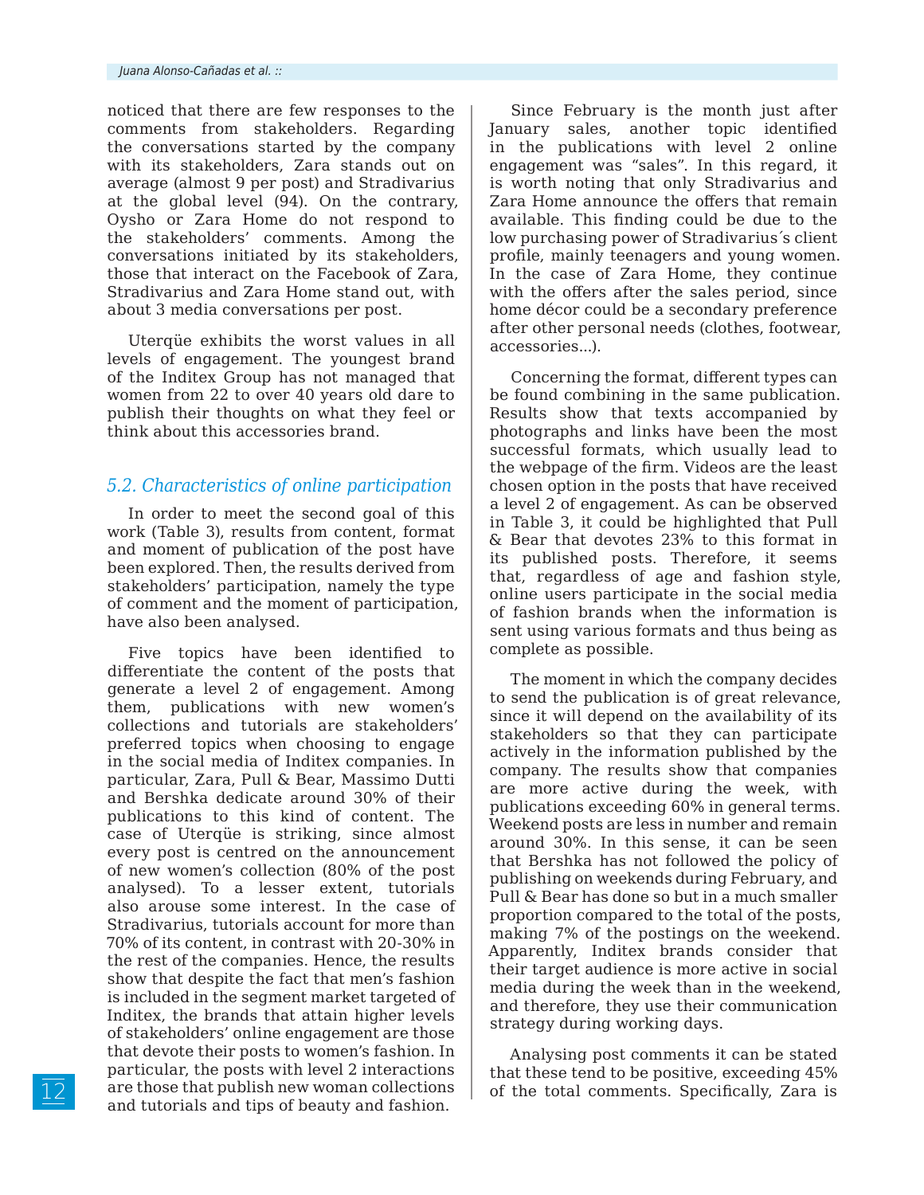noticed that there are few responses to the comments from stakeholders. Regarding the conversations started by the company with its stakeholders, Zara stands out on average (almost 9 per post) and Stradivarius at the global level (94). On the contrary, Oysho or Zara Home do not respond to the stakeholders' comments. Among the conversations initiated by its stakeholders, those that interact on the Facebook of Zara, Stradivarius and Zara Home stand out, with about 3 media conversations per post.

Uterqüe exhibits the worst values in all levels of engagement. The youngest brand of the Inditex Group has not managed that women from 22 to over 40 years old dare to publish their thoughts on what they feel or think about this accessories brand.

### *5.2. Characteristics of online participation*

In order to meet the second goal of this work (Table 3), results from content, format and moment of publication of the post have been explored. Then, the results derived from stakeholders' participation, namely the type of comment and the moment of participation, have also been analysed.

Five topics have been identified to differentiate the content of the posts that generate a level 2 of engagement. Among them, publications with new women's collections and tutorials are stakeholders' preferred topics when choosing to engage in the social media of Inditex companies. In particular, Zara, Pull & Bear, Massimo Dutti and Bershka dedicate around 30% of their publications to this kind of content. The case of Uterqüe is striking, since almost every post is centred on the announcement of new women's collection (80% of the post analysed). To a lesser extent, tutorials also arouse some interest. In the case of Stradivarius, tutorials account for more than 70% of its content, in contrast with 20-30% in the rest of the companies. Hence, the results show that despite the fact that men's fashion is included in the segment market targeted of Inditex, the brands that attain higher levels of stakeholders' online engagement are those that devote their posts to women's fashion. In particular, the posts with level 2 interactions are those that publish new woman collections and tutorials and tips of beauty and fashion.

Since February is the month just after January sales, another topic identified in the publications with level 2 online engagement was "sales". In this regard, it is worth noting that only Stradivarius and Zara Home announce the offers that remain available. This finding could be due to the low purchasing power of Stradivarius´s client profile, mainly teenagers and young women. In the case of Zara Home, they continue with the offers after the sales period, since home décor could be a secondary preference after other personal needs (clothes, footwear, accessories...).

Concerning the format, different types can be found combining in the same publication. Results show that texts accompanied by photographs and links have been the most successful formats, which usually lead to the webpage of the firm. Videos are the least chosen option in the posts that have received a level 2 of engagement. As can be observed in Table 3, it could be highlighted that Pull & Bear that devotes 23% to this format in its published posts. Therefore, it seems that, regardless of age and fashion style, online users participate in the social media of fashion brands when the information is sent using various formats and thus being as complete as possible.

The moment in which the company decides to send the publication is of great relevance, since it will depend on the availability of its stakeholders so that they can participate actively in the information published by the company. The results show that companies are more active during the week, with publications exceeding 60% in general terms. Weekend posts are less in number and remain around 30%. In this sense, it can be seen that Bershka has not followed the policy of publishing on weekends during February, and Pull & Bear has done so but in a much smaller proportion compared to the total of the posts, making 7% of the postings on the weekend. Apparently, Inditex brands consider that their target audience is more active in social media during the week than in the weekend, and therefore, they use their communication strategy during working days.

Analysing post comments it can be stated that these tend to be positive, exceeding 45% of the total comments. Specifically, Zara is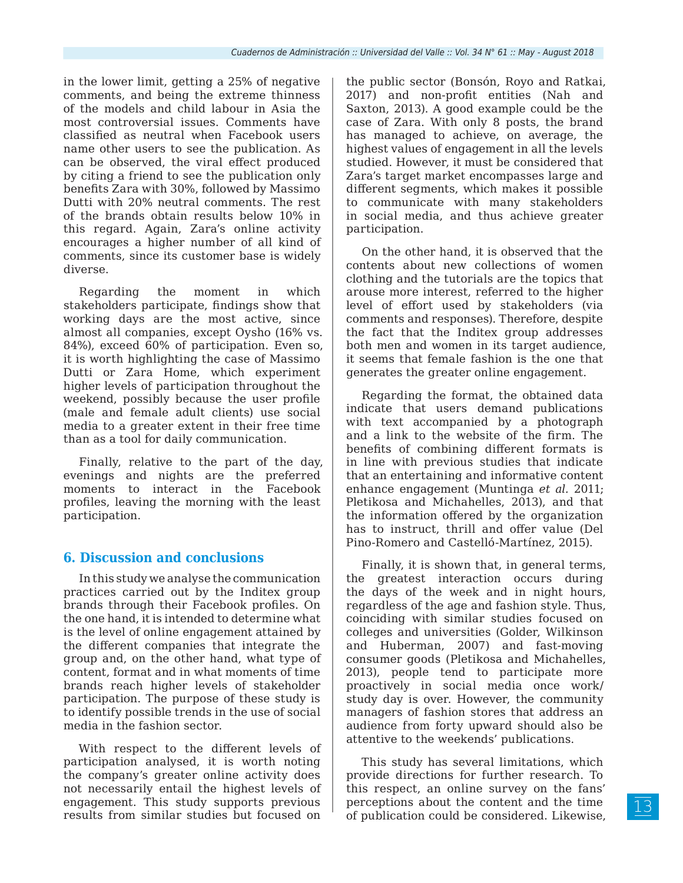in the lower limit, getting a 25% of negative comments, and being the extreme thinness of the models and child labour in Asia the most controversial issues. Comments have classified as neutral when Facebook users name other users to see the publication. As can be observed, the viral effect produced by citing a friend to see the publication only benefits Zara with 30%, followed by Massimo Dutti with 20% neutral comments. The rest of the brands obtain results below 10% in this regard. Again, Zara's online activity encourages a higher number of all kind of comments, since its customer base is widely diverse.

Regarding the moment in which stakeholders participate, findings show that working days are the most active, since almost all companies, except Oysho (16% vs. 84%), exceed 60% of participation. Even so, it is worth highlighting the case of Massimo Dutti or Zara Home, which experiment higher levels of participation throughout the weekend, possibly because the user profile (male and female adult clients) use social media to a greater extent in their free time than as a tool for daily communication.

Finally, relative to the part of the day, evenings and nights are the preferred moments to interact in the Facebook profiles, leaving the morning with the least participation.

## 6. Discussion and conclusions

In this study we analyse the communication practices carried out by the Inditex group brands through their Facebook profiles. On the one hand, it is intended to determine what is the level of online engagement attained by the different companies that integrate the group and, on the other hand, what type of content, format and in what moments of time brands reach higher levels of stakeholder participation. The purpose of these study is to identify possible trends in the use of social media in the fashion sector.

With respect to the different levels of participation analysed, it is worth noting the company's greater online activity does not necessarily entail the highest levels of engagement. This study supports previous results from similar studies but focused on the public sector (Bonsón, Royo and Ratkai, 2017) and non-profit entities (Nah and Saxton, 2013). A good example could be the case of Zara. With only 8 posts, the brand has managed to achieve, on average, the highest values of engagement in all the levels studied. However, it must be considered that Zara's target market encompasses large and different segments, which makes it possible to communicate with many stakeholders in social media, and thus achieve greater participation.

On the other hand, it is observed that the contents about new collections of women clothing and the tutorials are the topics that arouse more interest, referred to the higher level of effort used by stakeholders (via comments and responses). Therefore, despite the fact that the Inditex group addresses both men and women in its target audience, it seems that female fashion is the one that generates the greater online engagement.

Regarding the format, the obtained data indicate that users demand publications with text accompanied by a photograph and a link to the website of the firm. The benefits of combining different formats is in line with previous studies that indicate that an entertaining and informative content enhance engagement (Muntinga *et al.* 2011; Pletikosa and Michahelles, 2013), and that the information offered by the organization has to instruct, thrill and offer value (Del Pino-Romero and Castelló-Martínez, 2015).

Finally, it is shown that, in general terms, the greatest interaction occurs during the days of the week and in night hours, regardless of the age and fashion style. Thus, coinciding with similar studies focused on colleges and universities (Golder, Wilkinson and Huberman, 2007) and fast-moving consumer goods (Pletikosa and Michahelles, 2013), people tend to participate more proactively in social media once work/study day is over. However, the community managers of fashion stores that address an audience from forty upward should also be attentive to the weekends' publications.

This study has several limitations, which provide directions for further research. To this respect, an online survey on the fans' perceptions about the content and the time of publication could be considered. Likewise,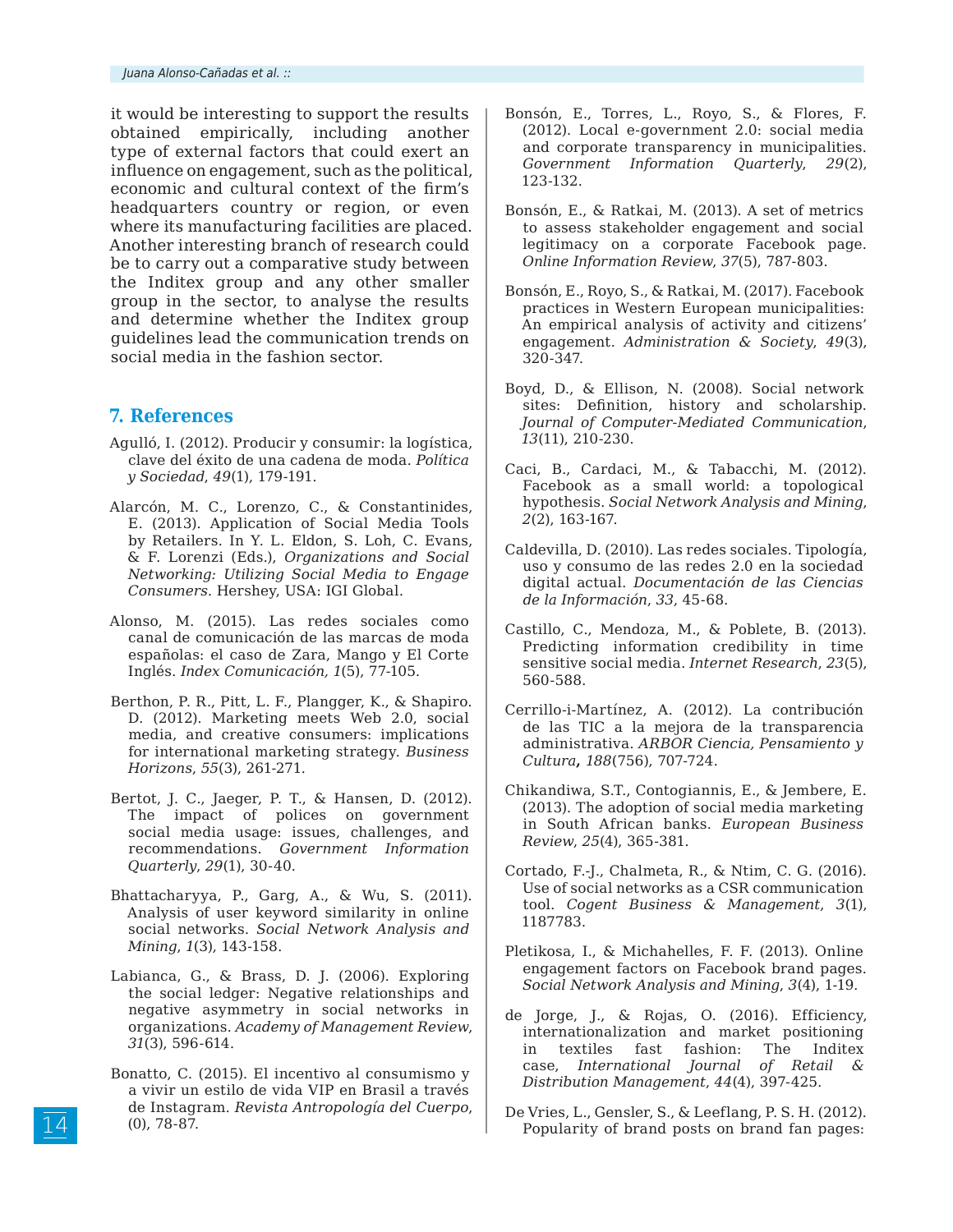it would be interesting to support the results obtained empirically, including another type of external factors that could exert an influence on engagement, such as the political, economic and cultural context of the firm's headquarters country or region, or even where its manufacturing facilities are placed. Another interesting branch of research could be to carry out a comparative study between the Inditex group and any other smaller group in the sector, to analyse the results and determine whether the Inditex group guidelines lead the communication trends on social media in the fashion sector.

## 7. References

Agulló, I. (2012). Producir y consumir: la logística, clave del éxito de una cadena de moda. *Política y Sociedad*, *49*(1), 179-191.

Alarcón, M. C., Lorenzo, C., & Constantinides, E. (2013). Application of Social Media Tools by Retailers. In Y. L. Eldon, S. Loh, C. Evans, & F. Lorenzi (Eds.), *Organizations and Social Networking: Utilizing Social Media to Engage Consumers*. Hershey, USA: IGI Global.

Alonso, M. (2015). Las redes sociales como canal de comunicación de las marcas de moda españolas: el caso de Zara, Mango y El Corte Inglés. *Index Comunicación, 1*(5), 77-105.

Berthon, P. R., Pitt, L. F., Plangger, K., & Shapiro. D. (2012). Marketing meets Web 2.0, social media, and creative consumers: implications for international marketing strategy. *Business Horizons*, *55*(3), 261-271.

Bertot, J. C., Jaeger, P. T., & Hansen, D. (2012). The impact of polices on government social media usage: issues, challenges, and recommendations. *Government Information Quarterly*, *29*(1), 30-40.

Bhattacharyya, P., Garg, A., & Wu, S. (2011). Analysis of user keyword similarity in online social networks. *Social Network Analysis and Mining*, *1*(3), 143-158.

Labianca, G., & Brass, D. J. (2006). Exploring the social ledger: Negative relationships and negative asymmetry in social networks in organizations. *Academy of Management Review*, *31*(3), 596-614.

Bonatto, C. (2015). El incentivo al consumismo y a vivir un estilo de vida VIP en Brasil a través de Instagram. *Revista Antropología del Cuerpo*, (0), 78-87.

Bonsón, E., Torres, L., Royo, S., & Flores, F. (2012). Local e-government 2.0: social media and corporate transparency in municipalities. *Government Information Quarterly*, *29*(2), 123-132.

Bonsón, E., & Ratkai, M. (2013). A set of metrics to assess stakeholder engagement and social legitimacy on a corporate Facebook page. *Online Information Review*, *37*(5), 787-803.

Bonsón, E., Royo, S., & Ratkai, M. (2017). Facebook practices in Western European municipalities: An empirical analysis of activity and citizens' engagement. *Administration & Society*, *49*(3), 320-347.

Boyd, D., & Ellison, N. (2008). Social network sites: Definition, history and scholarship. *Journal of Computer-Mediated Communication*, *13*(11), 210-230.

Caci, B., Cardaci, M., & Tabacchi, M. (2012). Facebook as a small world: a topological hypothesis. *Social Network Analysis and Mining*, *2*(2), 163-167.

Caldevilla, D. (2010). Las redes sociales. Tipología, uso y consumo de las redes 2.0 en la sociedad digital actual. *Documentación de las Ciencias de la Información*, *33*, 45-68.

Castillo, C., Mendoza, M., & Poblete, B. (2013). Predicting information credibility in time sensitive social media. *Internet Research*, *23*(5), 560-588.

Cerrillo-i-Martínez, A. (2012). La contribución de las TIC a la mejora de la transparencia administrativa. *ARBOR Ciencia, Pensamiento y Cultura*, *188*(756), 707-724.

Chikandiwa, S.T., Contogiannis, E., & Jembere, E. (2013). The adoption of social media marketing in South African banks. *European Business Review*, *25*(4), 365-381.

Cortado, F.-J., Chalmeta, R., & Ntim, C. G. (2016). Use of social networks as a CSR communication tool. *Cogent Business & Management*, *3*(1), 1187783.

Pletikosa, I., & Michahelles, F. F. (2013). Online engagement factors on Facebook brand pages. *Social Network Analysis and Mining*, *3*(4), 1-19.

de Jorge, J., & Rojas, O. (2016). Efficiency, internationalization and market positioning in textiles fast fashion: The Inditex case, *International Journal of Retail & Distribution Management*, *44*(4), 397-425.

De Vries, L., Gensler, S., & Leeflang, P. S. H. (2012). Popularity of brand posts on brand fan pages: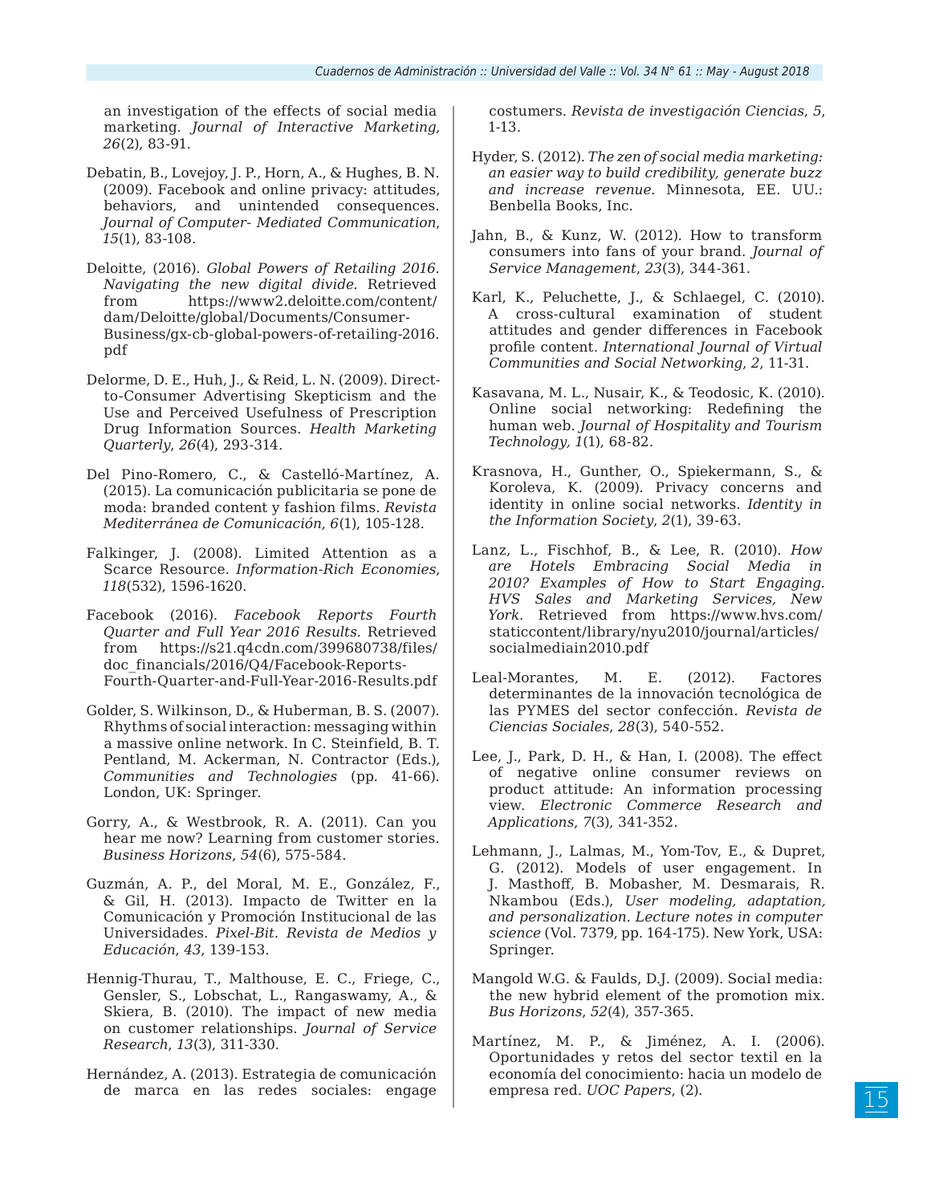an investigation of the effects of social media marketing. *Journal of Interactive Marketing*, *26*(2), 83-91.

Debatin, B., Lovejoy, J. P., Horn, A., & Hughes, B. N. (2009). Facebook and online privacy: attitudes, behaviors, and unintended consequences. *Journal of Computer- Mediated Communication*, *15*(1), 83-108.

Deloitte, (2016). *Global Powers of Retailing 2016. Navigating the new digital divide.* Retrieved from https://www2.deloitte.com/content/dam/Deloitte/global/Documents/Consumer-Business/gx-cb-global-powers-of-retailing-2016.pdf

Delorme, D. E., Huh, J., & Reid, L. N. (2009). Direct-to-Consumer Advertising Skepticism and the Use and Perceived Usefulness of Prescription Drug Information Sources. *Health Marketing Quarterly*, *26*(4), 293-314.

Del Pino-Romero, C., & Castelló-Martínez, A. (2015). La comunicación publicitaria se pone de moda: branded content y fashion films. *Revista Mediterránea de Comunicación*, *6*(1), 105-128.

Falkinger, J. (2008). Limited Attention as a Scarce Resource. *Information-Rich Economies*, *118*(532), 1596-1620.

Facebook (2016). *Facebook Reports Fourth Quarter and Full Year 2016 Results.* Retrieved from https://s21.q4cdn.com/399680738/files/doc_financials/2016/Q4/Facebook-Reports-Fourth-Quarter-and-Full-Year-2016-Results.pdf

Golder, S. Wilkinson, D., & Huberman, B. S. (2007). Rhythms of social interaction: messaging within a massive online network. In C. Steinfield, B. T. Pentland, M. Ackerman, N. Contractor (Eds.), *Communities and Technologies* (pp. 41-66). London, UK: Springer.

Gorry, A., & Westbrook, R. A. (2011). Can you hear me now? Learning from customer stories. *Business Horizons*, *54*(6), 575-584.

Guzmán, A. P., del Moral, M. E., González, F., & Gil, H. (2013). Impacto de Twitter en la Comunicación y Promoción Institucional de las Universidades. *Pixel-Bit. Revista de Medios y Educación*, *43*, 139-153.

Hennig-Thurau, T., Malthouse, E. C., Friege, C., Gensler, S., Lobschat, L., Rangaswamy, A., & Skiera, B. (2010). The impact of new media on customer relationships. *Journal of Service Research*, *13*(3), 311-330.

Hernández, A. (2013). Estrategia de comunicación de marca en las redes sociales: engage costumers. *Revista de investigación Ciencias*, *5*, 1-13.

Hyder, S. (2012). *The zen of social media marketing: an easier way to build credibility, generate buzz and increase revenue.* Minnesota, EE. UU.: Benbella Books, Inc.

Jahn, B., & Kunz, W. (2012). How to transform consumers into fans of your brand. *Journal of Service Management*, *23*(3), 344-361.

Karl, K., Peluchette, J., & Schlaegel, C. (2010). A cross-cultural examination of student attitudes and gender differences in Facebook profile content. *International Journal of Virtual Communities and Social Networking*, *2*, 11-31.

Kasavana, M. L., Nusair, K., & Teodosic, K. (2010). Online social networking: Redefining the human web. *Journal of Hospitality and Tourism Technology*, *1*(1), 68-82.

Krasnova, H., Gunther, O., Spiekermann, S., & Koroleva, K. (2009). Privacy concerns and identity in online social networks. *Identity in the Information Society*, *2*(1), 39-63.

Lanz, L., Fischhof, B., & Lee, R. (2010). *How are Hotels Embracing Social Media in 2010? Examples of How to Start Engaging. HVS Sales and Marketing Services, New York.* Retrieved from https://www.hvs.com/staticcontent/library/nyu2010/journal/articles/socialmediain2010.pdf

Leal-Morantes, M. E. (2012). Factores determinantes de la innovación tecnológica de las PYMES del sector confección. *Revista de Ciencias Sociales*, *28*(3), 540-552.

Lee, J., Park, D. H., & Han, I. (2008). The effect of negative online consumer reviews on product attitude: An information processing view. *Electronic Commerce Research and Applications*, *7*(3), 341-352.

Lehmann, J., Lalmas, M., Yom-Tov, E., & Dupret, G. (2012). Models of user engagement. In J. Masthoff, B. Mobasher, M. Desmarais, R. Nkambou (Eds.), *User modeling, adaptation, and personalization. Lecture notes in computer science* (Vol. 7379, pp. 164-175). New York, USA: Springer.

Mangold W.G. & Faulds, D.J. (2009). Social media: the new hybrid element of the promotion mix. *Bus Horizons*, *52*(4), 357-365.

Martínez, M. P., & Jiménez, A. I. (2006). Oportunidades y retos del sector textil en la economía del conocimiento: hacia un modelo de empresa red. *UOC Papers*, (2).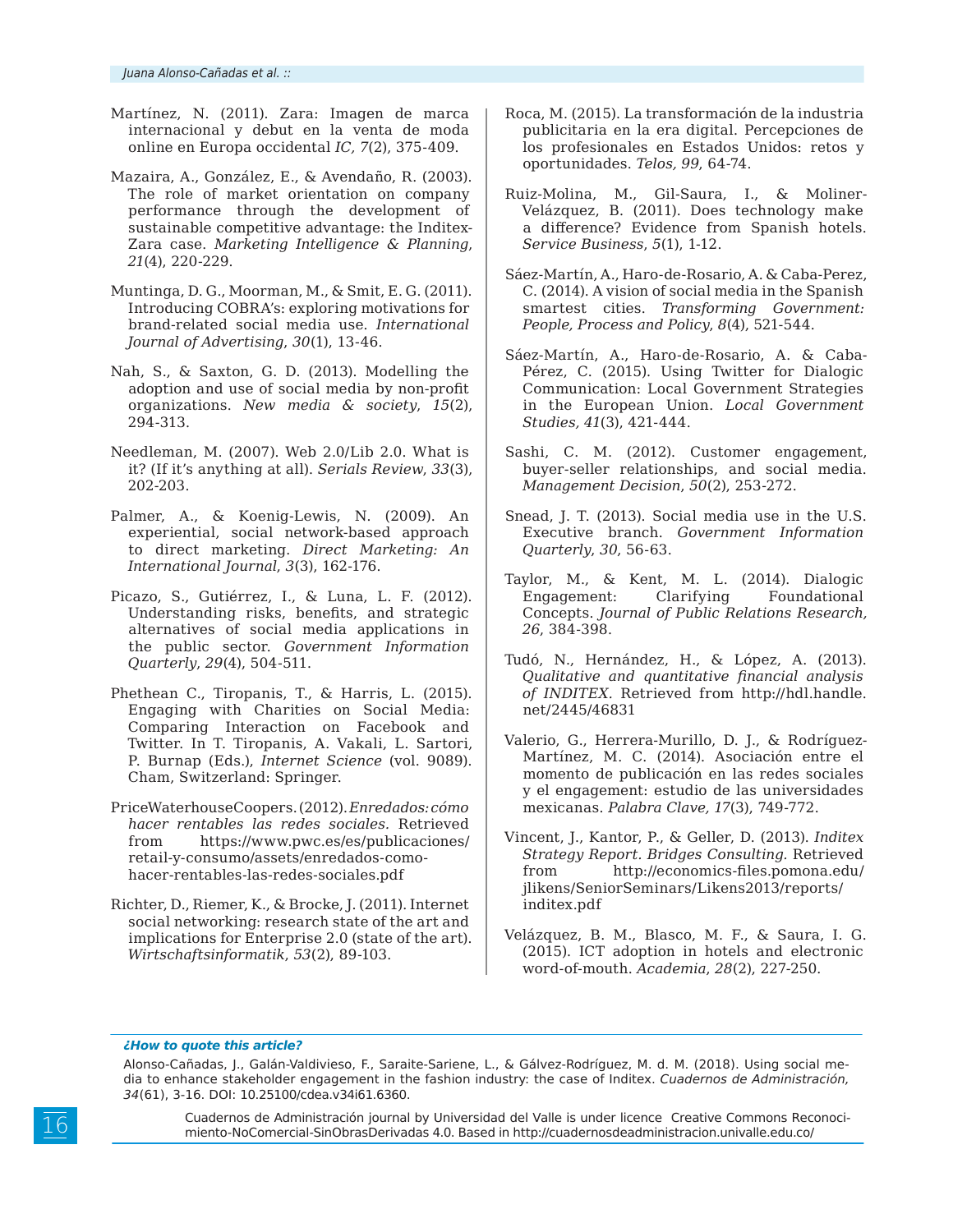Martínez, N. (2011). Zara: Imagen de marca internacional y debut en la venta de moda online en Europa occidental *IC, 7*(2), 375-409.

Mazaira, A., González, E., & Avendaño, R. (2003). The role of market orientation on company performance through the development of sustainable competitive advantage: the Inditex-Zara case. *Marketing Intelligence & Planning*, *21*(4), 220-229.

Muntinga, D. G., Moorman, M., & Smit, E. G. (2011). Introducing COBRA's: exploring motivations for brand-related social media use. *International Journal of Advertising*, *30*(1), 13-46.

Nah, S., & Saxton, G. D. (2013). Modelling the adoption and use of social media by non-profit organizations. *New media & society*, *15*(2), 294-313.

Needleman, M. (2007). Web 2.0/Lib 2.0. What is it? (If it's anything at all). *Serials Review*, *33*(3), 202-203.

Palmer, A., & Koenig-Lewis, N. (2009). An experiential, social network-based approach to direct marketing. *Direct Marketing: An International Journal*, *3*(3), 162-176.

Picazo, S., Gutiérrez, I., & Luna, L. F. (2012). Understanding risks, benefits, and strategic alternatives of social media applications in the public sector. *Government Information Quarterly*, *29*(4), 504-511.

Phethean C., Tiropanis, T., & Harris, L. (2015). Engaging with Charities on Social Media: Comparing Interaction on Facebook and Twitter. In T. Tiropanis, A. Vakali, L. Sartori, P. Burnap (Eds.), *Internet Science* (vol. 9089). Cham, Switzerland: Springer.

PriceWaterhouseCoopers. (2012). *Enredados: cómo hacer rentables las redes sociales.* Retrieved from https://www.pwc.es/es/publicaciones/retail-y-consumo/assets/enredados-como-hacer-rentables-las-redes-sociales.pdf

Richter, D., Riemer, K., & Brocke, J. (2011). Internet social networking: research state of the art and implications for Enterprise 2.0 (state of the art). *Wirtschaftsinformatik*, *53*(2), 89-103.

Roca, M. (2015). La transformación de la industria publicitaria en la era digital. Percepciones de los profesionales en Estados Unidos: retos y oportunidades. *Telos, 99*, 64-74.

Ruiz-Molina, M., Gil-Saura, I., & Moliner-Velázquez, B. (2011). Does technology make a difference? Evidence from Spanish hotels. *Service Business*, *5*(1), 1-12.

Sáez-Martín, A., Haro-de-Rosario, A. & Caba-Perez, C. (2014). A vision of social media in the Spanish smartest cities. *Transforming Government: People, Process and Policy*, *8*(4), 521-544.

Sáez-Martín, A., Haro-de-Rosario, A. & Caba-Pérez, C. (2015). Using Twitter for Dialogic Communication: Local Government Strategies in the European Union. *Local Government Studies, 41*(3), 421-444.

Sashi, C. M. (2012). Customer engagement, buyer-seller relationships, and social media. *Management Decision*, *50*(2), 253-272.

Snead, J. T. (2013). Social media use in the U.S. Executive branch. *Government Information Quarterly*, *30*, 56-63.

Taylor, M., & Kent, M. L. (2014). Dialogic Engagement: Clarifying Foundational Concepts. *Journal of Public Relations Research, 26*, 384-398.

Tudó, N., Hernández, H., & López, A. (2013). *Qualitative and quantitative financial analysis of INDITEX.* Retrieved from http://hdl.handle.net/2445/46831

Valerio, G., Herrera-Murillo, D. J., & Rodríguez-Martínez, M. C. (2014). Asociación entre el momento de publicación en las redes sociales y el engagement: estudio de las universidades mexicanas. *Palabra Clave, 17*(3), 749-772.

Vincent, J., Kantor, P., & Geller, D. (2013). *Inditex Strategy Report. Bridges Consulting.* Retrieved from http://economics-files.pomona.edu/jlikens/SeniorSeminars/Likens2013/reports/inditex.pdf

Velázquez, B. M., Blasco, M. F., & Saura, I. G. (2015). ICT adoption in hotels and electronic word-of-mouth. *Academia*, *28*(2), 227-250.

***¿How to quote this article?***

Alonso-Cañadas, J., Galán-Valdivieso, F., Saraite-Sariene, L., & Gálvez-Rodríguez, M. d. M. (2018). Using social media to enhance stakeholder engagement in the fashion industry: the case of Inditex. *Cuadernos de Administración*, *34*(61), 3-16. DOI: 10.25100/cdea.v34i61.6360.

Cuadernos de Administración journal by Universidad del Valle is under licence Creative Commons Reconocimiento-NoComercial-SinObrasDerivadas 4.0. Based in http://cuadernosdeadministracion.univalle.edu.co/